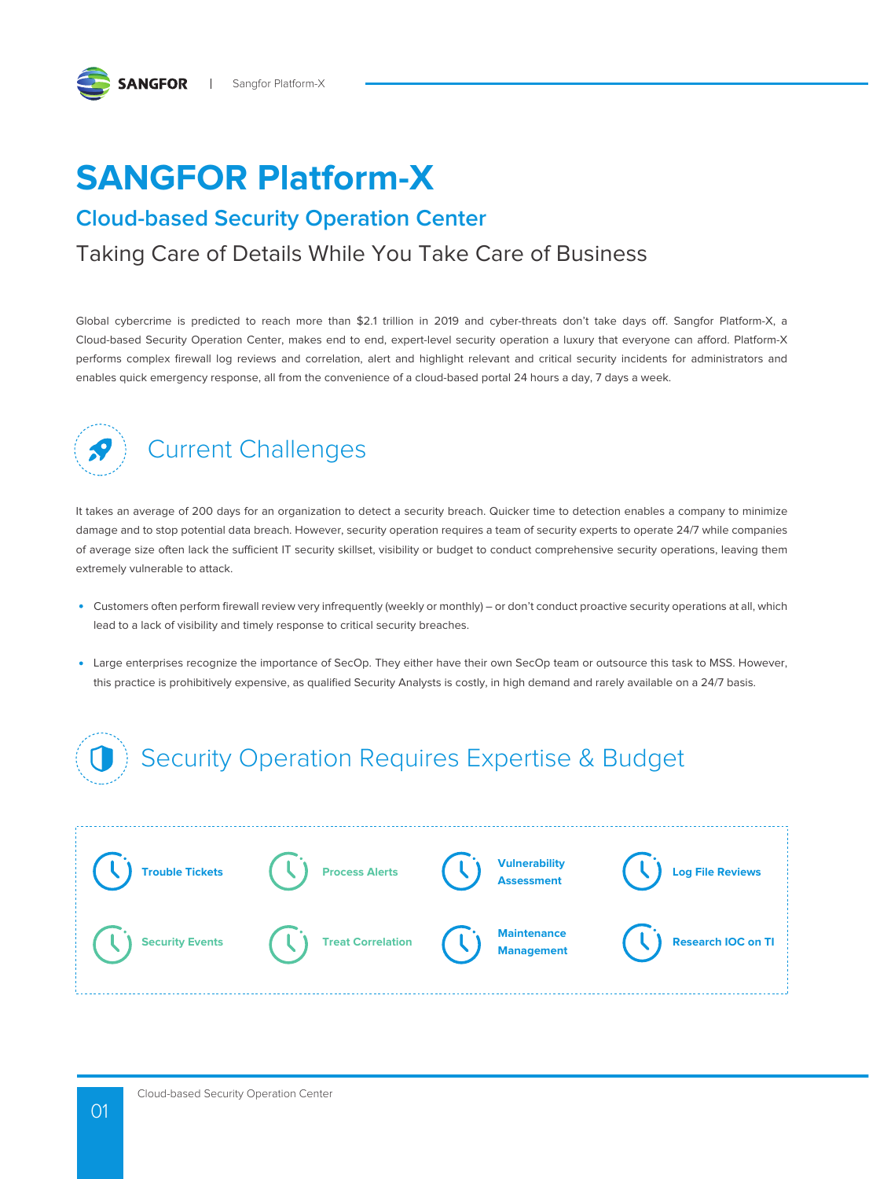# SANGFOR Platform-X

## Cloud-based Security Operation Center

Taking Care of Details While You Take Care of Business

Global cybercrime is predicted to reach more than $2.1 trillion in 2019 and cyber-threats don't take days off. Sangfor Platform-X, a Cloud-based Security Operation Center, makes end to end, expert-level security operation a luxury that everyone can afford. Platform-X performs complex firewall log reviews and correlation, alert and highlight relevant and critical security incidents for administrators and enables quick emergency response, all from the convenience of a cloud-based portal 24 hours a day, 7 days a week.

## Current Challenges

It takes an average of 200 days for an organization to detect a security breach. Quicker time to detection enables a company to minimize damage and to stop potential data breach. However, security operation requires a team of security experts to operate 24/7 while companies of average size often lack the sufficient IT security skillset, visibility or budget to conduct comprehensive security operations, leaving them extremely vulnerable to attack.

- Customers often perform firewall review very infrequently (weekly or monthly) – or don't conduct proactive security operations at all, which lead to a lack of visibility and timely response to critical security breaches.
- Large enterprises recognize the importance of SecOp. They either have their own SecOp team or outsource this task to MSS. However, this practice is prohibitively expensive, as qualified Security Analysts is costly, in high demand and rarely available on a 24/7 basis.

## Security Operation Requires Expertise & Budget

- **Trouble Tickets**
- **Process Alerts**
- **Vulnerability Assessment**
- **Log File Reviews**
- **Security Events**
- **Treat Correlation**
- **Maintenance Management**
- **Research IOC on TI**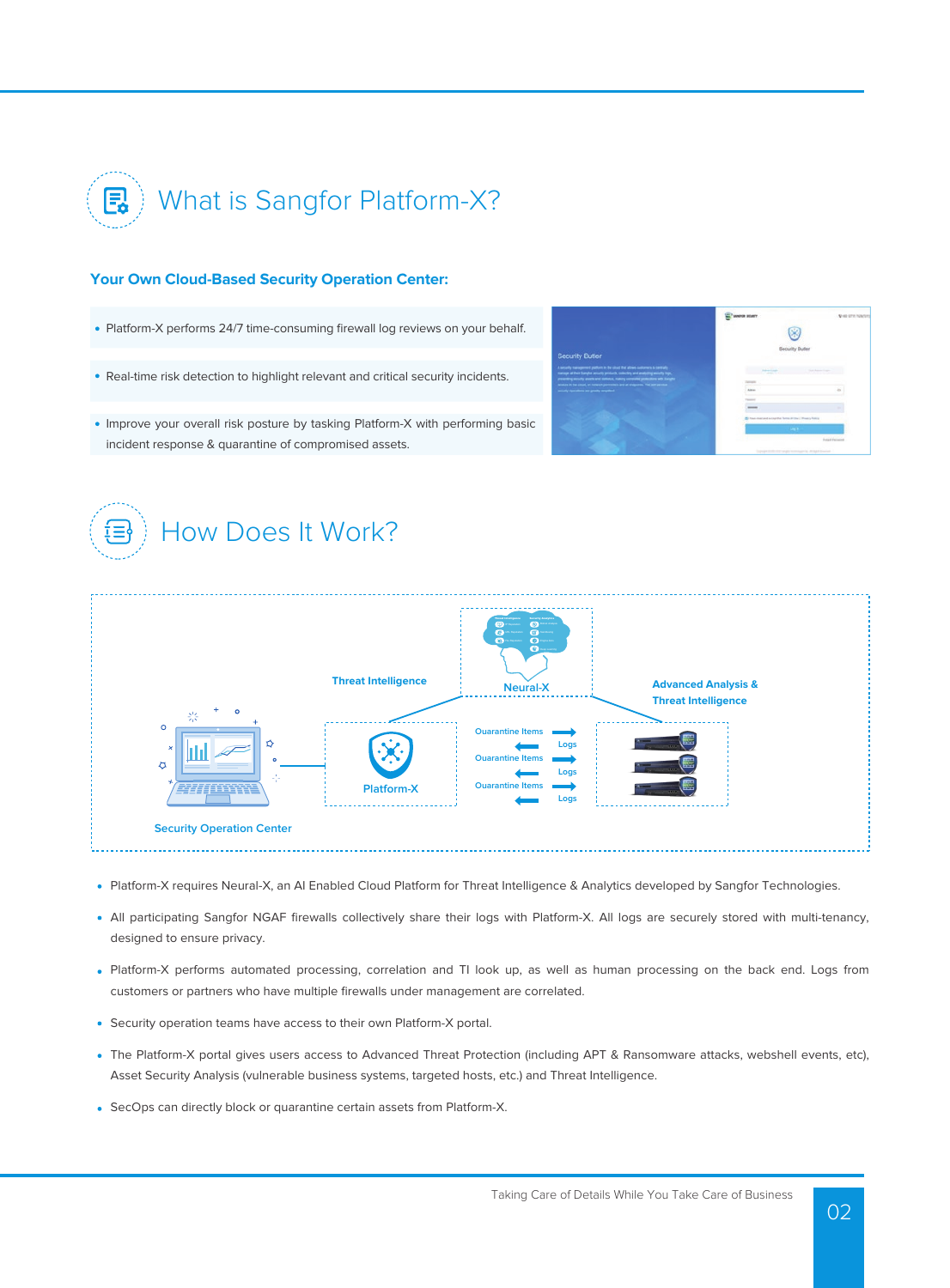# What is Sangfor Platform-X?

**Your Own Cloud-Based Security Operation Center:**

- Platform-X performs 24/7 time-consuming firewall log reviews on your behalf.
- Real-time risk detection to highlight relevant and critical security incidents.
- Improve your overall risk posture by tasking Platform-X with performing basic incident response & quarantine of compromised assets.

# How Does It Work?

Threat Intelligence

Neural-X

Advanced Analysis & Threat Intelligence

Quarantine Items

Logs

Quarantine Items

Logs

Quarantine Items

Logs

Platform-X

Security Operation Center

- Platform-X requires Neural-X, an AI Enabled Cloud Platform for Threat Intelligence & Analytics developed by Sangfor Technologies.
- All participating Sangfor NGAF firewalls collectively share their logs with Platform-X. All logs are securely stored with multi-tenancy, designed to ensure privacy.
- Platform-X performs automated processing, correlation and TI look up, as well as human processing on the back end. Logs from customers or partners who have multiple firewalls under management are correlated.
- Security operation teams have access to their own Platform-X portal.
- The Platform-X portal gives users access to Advanced Threat Protection (including APT & Ransomware attacks, webshell events, etc), Asset Security Analysis (vulnerable business systems, targeted hosts, etc.) and Threat Intelligence.
- SecOps can directly block or quarantine certain assets from Platform-X.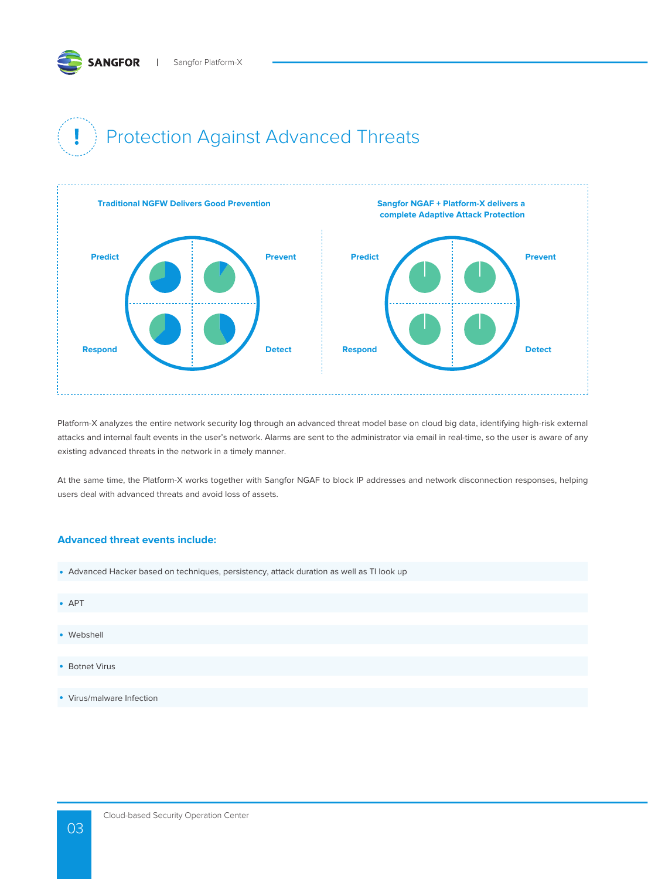# Protection Against Advanced Threats

**Traditional NGFW Delivers Good Prevention**

Predict | Prevent | Respond | Detect

**Sangfor NGAF + Platform-X delivers a complete Adaptive Attack Protection**

Predict | Prevent | Respond | Detect

Platform-X analyzes the entire network security log through an advanced threat model base on cloud big data, identifying high-risk external attacks and internal fault events in the user's network. Alarms are sent to the administrator via email in real-time, so the user is aware of any existing advanced threats in the network in a timely manner.

At the same time, the Platform-X works together with Sangfor NGAF to block IP addresses and network disconnection responses, helping users deal with advanced threats and avoid loss of assets.

### Advanced threat events include:

- Advanced Hacker based on techniques, persistency, attack duration as well as TI look up
- APT
- Webshell
- Botnet Virus
- Virus/malware Infection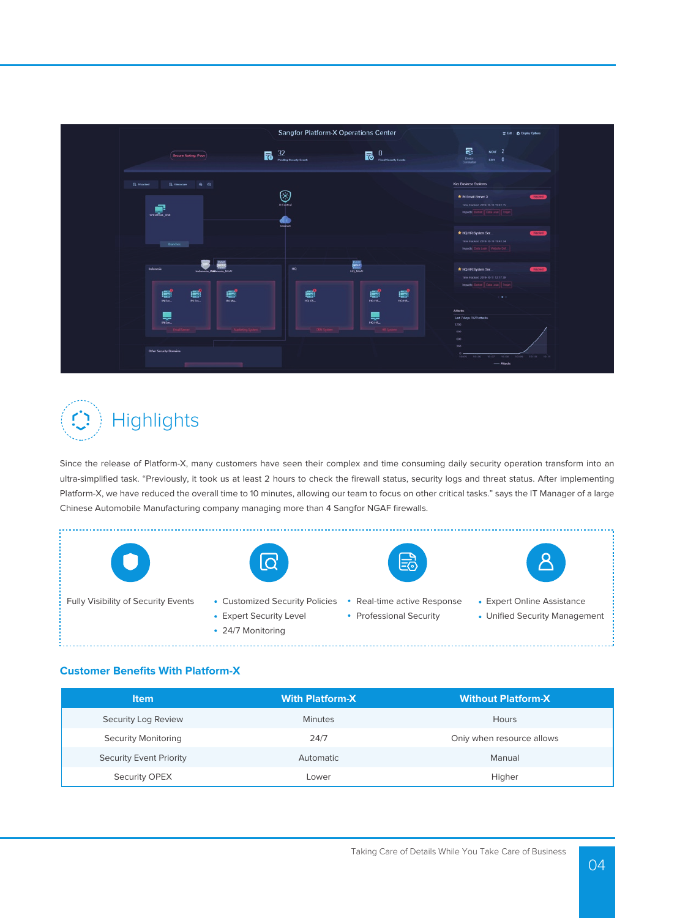## Highlights

Since the release of Platform-X, many customers have seen their complex and time consuming daily security operation transform into an ultra-simplified task. “Previously, it took us at least 2 hours to check the firewall status, security logs and threat status. After implementing Platform-X, we have reduced the overall time to 10 minutes, allowing our team to focus on other critical tasks.” says the IT Manager of a large Chinese Automobile Manufacturing company managing more than 4 Sangfor NGAF firewalls.

Fully Visibility of Security Events

- Customized Security Policies
- Expert Security Level
- 24/7 Monitoring

- Real-time active Response
- Professional Security

- Expert Online Assistance
- Unified Security Management

### Customer Benefits With Platform-X

| Item | With Platform-X | Without Platform-X |
|---|---|---|
| Security Log Review | Minutes | Hours |
| Security Monitoring | 24/7 | Oniy when resource allows |
| Security Event Priority | Automatic | Manual |
| Security OPEX | Lower | Higher |

Taking Care of Details While You Take Care of Business